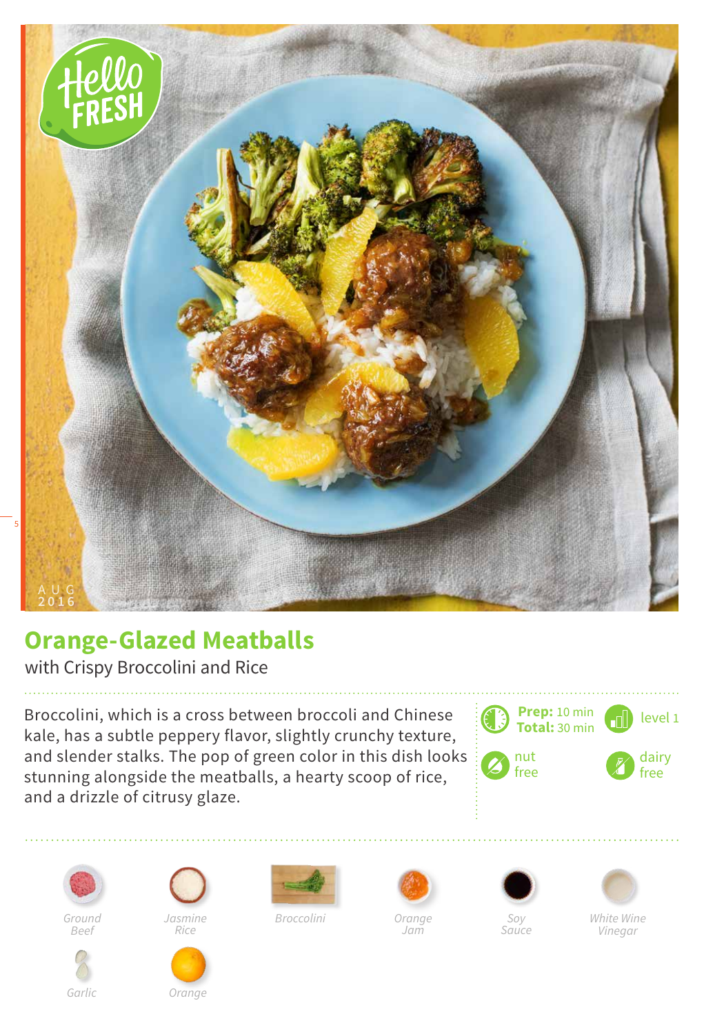HelloFRESH

AUG
2016

# Orange-Glazed Meatballs

with Crispy Broccolini and Rice

Broccolini, which is a cross between broccoli and Chinese kale, has a subtle peppery flavor, slightly crunchy texture, and slender stalks. The pop of green color in this dish looks stunning alongside the meatballs, a hearty scoop of rice, and a drizzle of citrusy glaze.

**Prep:** 10 min
**Total:** 30 min

level 1

nut free

dairy free

*Ground Beef*

*Jasmine Rice*

*Broccolini*

*Orange Jam*

*Soy Sauce*

*White Wine Vinegar*

*Garlic*

*Orange*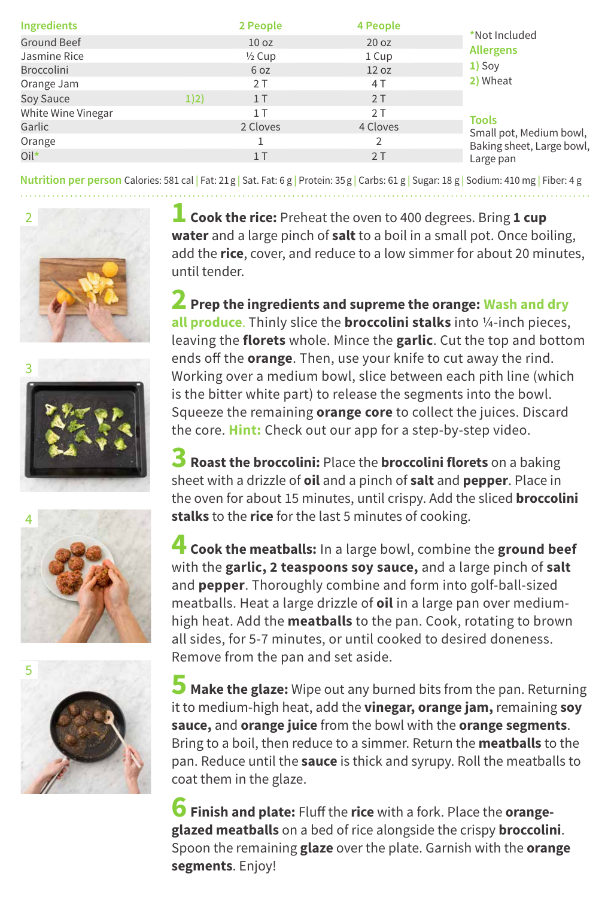| Ingredients | | 2 People | 4 People |
|---|---|---|---|
| Ground Beef | | 10 oz | 20 oz |
| Jasmine Rice | | ½ Cup | 1 Cup |
| Broccolini | | 6 oz | 12 oz |
| Orange Jam | | 2 T | 4 T |
| Soy Sauce | 1)2) | 1 T | 2 T |
| White Wine Vinegar | | 1 T | 2 T |
| Garlic | | 2 Cloves | 4 Cloves |
| Orange | | 1 | 2 |
| Oil* | | 1 T | 2 T |

*Not Included

**Allergens**

1) Soy
2) Wheat

**Tools**

Small pot, Medium bowl, Baking sheet, Large bowl, Large pan

**Nutrition per person** Calories: 581 cal | Fat: 21 g | Sat. Fat: 6 g | Protein: 35 g | Carbs: 61 g | Sugar: 18 g | Sodium: 410 mg | Fiber: 4 g

2

3

4

5

**1 Cook the rice:** Preheat the oven to 400 degrees. Bring **1 cup water** and a large pinch of **salt** to a boil in a small pot. Once boiling, add the **rice**, cover, and reduce to a low simmer for about 20 minutes, until tender.

**2 Prep the ingredients and supreme the orange:** Wash and dry all produce. Thinly slice the **broccolini stalks** into ¼-inch pieces, leaving the **florets** whole. Mince the **garlic**. Cut the top and bottom ends off the **orange**. Then, use your knife to cut away the rind. Working over a medium bowl, slice between each pith line (which is the bitter white part) to release the segments into the bowl. Squeeze the remaining **orange core** to collect the juices. Discard the core. Hint: Check out our app for a step-by-step video.

**3 Roast the broccolini:** Place the **broccolini florets** on a baking sheet with a drizzle of **oil** and a pinch of **salt** and **pepper**. Place in the oven for about 15 minutes, until crispy. Add the sliced **broccolini stalks** to the **rice** for the last 5 minutes of cooking.

**4 Cook the meatballs:** In a large bowl, combine the **ground beef** with the **garlic, 2 teaspoons soy sauce,** and a large pinch of **salt** and **pepper**. Thoroughly combine and form into golf-ball-sized meatballs. Heat a large drizzle of **oil** in a large pan over medium-high heat. Add the **meatballs** to the pan. Cook, rotating to brown all sides, for 5-7 minutes, or until cooked to desired doneness. Remove from the pan and set aside.

**5 Make the glaze:** Wipe out any burned bits from the pan. Returning it to medium-high heat, add the **vinegar, orange jam,** remaining **soy sauce,** and **orange juice** from the bowl with the **orange segments**. Bring to a boil, then reduce to a simmer. Return the **meatballs** to the pan. Reduce until the **sauce** is thick and syrupy. Roll the meatballs to coat them in the glaze.

**6 Finish and plate:** Fluff the **rice** with a fork. Place the **orange-glazed meatballs** on a bed of rice alongside the crispy **broccolini**. Spoon the remaining **glaze** over the plate. Garnish with the **orange segments**. Enjoy!